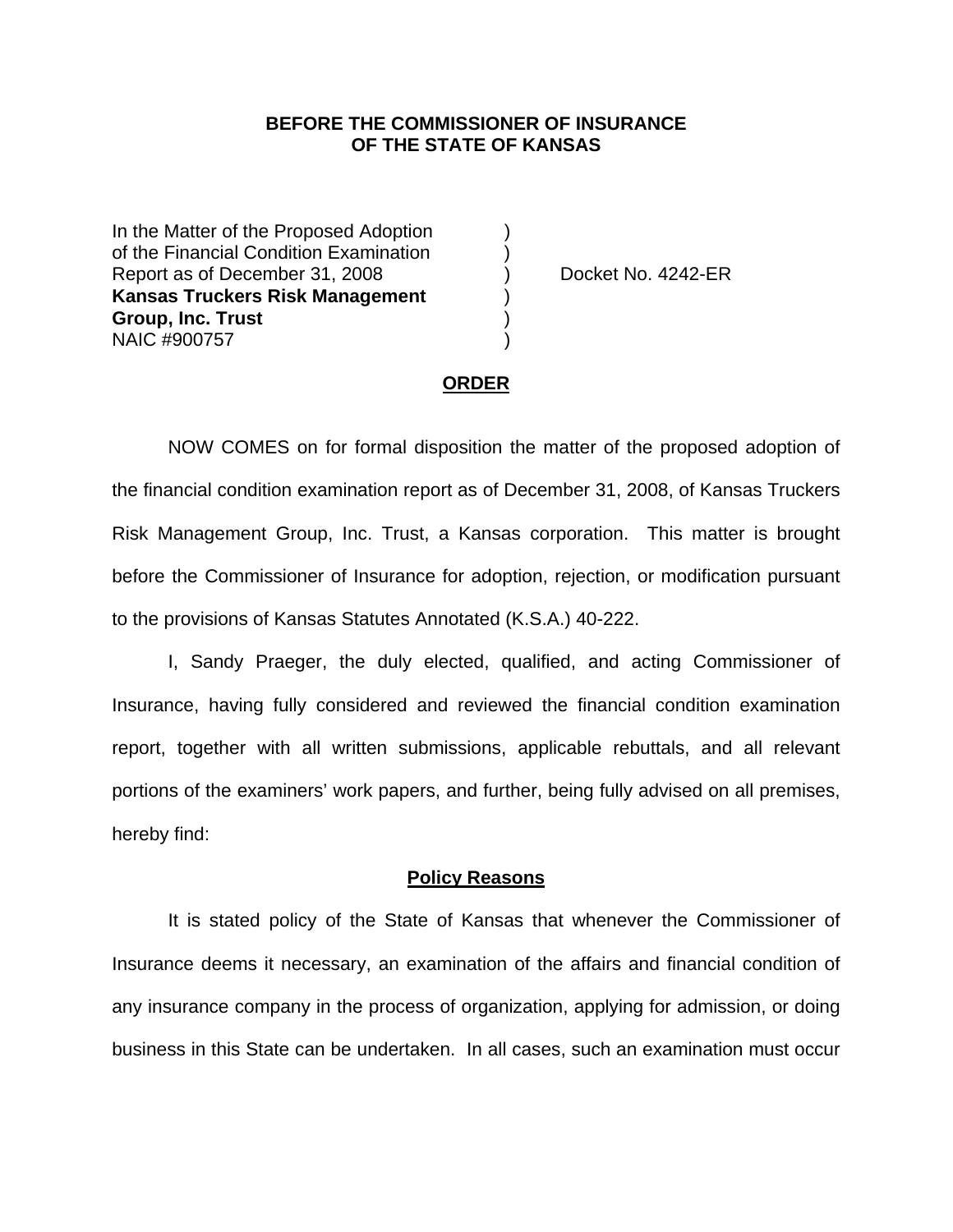**BEFORE THE COMMISSIONER OF INSURANCE**
**OF THE STATE OF KANSAS**

| | | |
|---|---|---|
| In the Matter of the Proposed Adoption | ) | |
| of the Financial Condition Examination | ) | |
| Report as of December 31, 2008 | ) | Docket No. 4242-ER |
| **Kansas Truckers Risk Management** | ) | |
| **Group, Inc. Trust** | ) | |
| NAIC #900757 | ) | |

## ORDER

NOW COMES on for formal disposition the matter of the proposed adoption of the financial condition examination report as of December 31, 2008, of Kansas Truckers Risk Management Group, Inc. Trust, a Kansas corporation. This matter is brought before the Commissioner of Insurance for adoption, rejection, or modification pursuant to the provisions of Kansas Statutes Annotated (K.S.A.) 40-222.

I, Sandy Praeger, the duly elected, qualified, and acting Commissioner of Insurance, having fully considered and reviewed the financial condition examination report, together with all written submissions, applicable rebuttals, and all relevant portions of the examiners' work papers, and further, being fully advised on all premises, hereby find:

## Policy Reasons

It is stated policy of the State of Kansas that whenever the Commissioner of Insurance deems it necessary, an examination of the affairs and financial condition of any insurance company in the process of organization, applying for admission, or doing business in this State can be undertaken. In all cases, such an examination must occur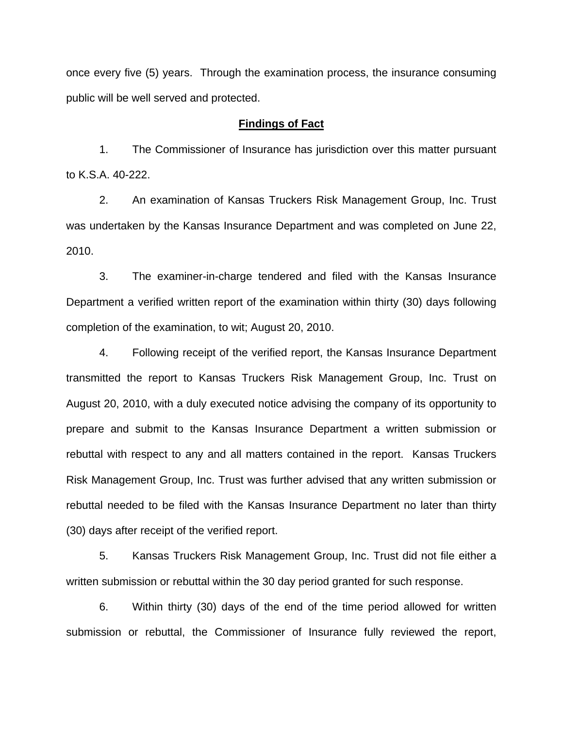once every five (5) years. Through the examination process, the insurance consuming public will be well served and protected.

**Findings of Fact**

1. The Commissioner of Insurance has jurisdiction over this matter pursuant to K.S.A. 40-222.

2. An examination of Kansas Truckers Risk Management Group, Inc. Trust was undertaken by the Kansas Insurance Department and was completed on June 22, 2010.

3. The examiner-in-charge tendered and filed with the Kansas Insurance Department a verified written report of the examination within thirty (30) days following completion of the examination, to wit; August 20, 2010.

4. Following receipt of the verified report, the Kansas Insurance Department transmitted the report to Kansas Truckers Risk Management Group, Inc. Trust on August 20, 2010, with a duly executed notice advising the company of its opportunity to prepare and submit to the Kansas Insurance Department a written submission or rebuttal with respect to any and all matters contained in the report. Kansas Truckers Risk Management Group, Inc. Trust was further advised that any written submission or rebuttal needed to be filed with the Kansas Insurance Department no later than thirty (30) days after receipt of the verified report.

5. Kansas Truckers Risk Management Group, Inc. Trust did not file either a written submission or rebuttal within the 30 day period granted for such response.

6. Within thirty (30) days of the end of the time period allowed for written submission or rebuttal, the Commissioner of Insurance fully reviewed the report,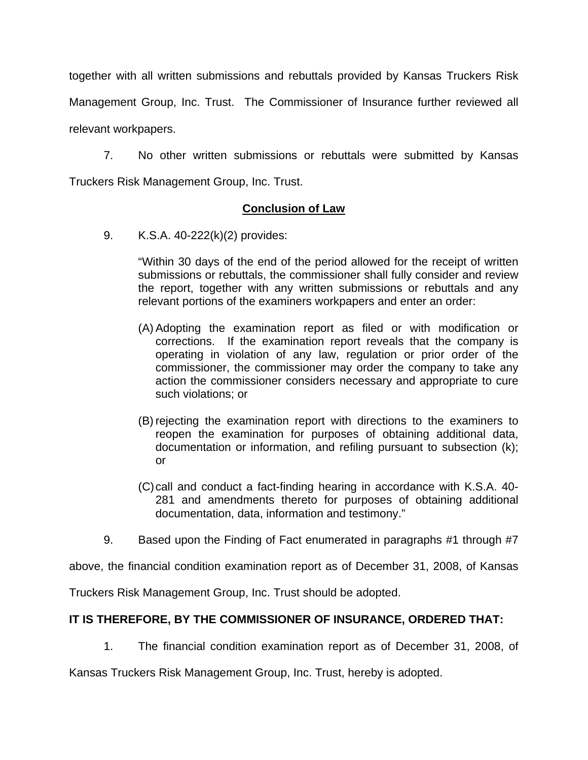together with all written submissions and rebuttals provided by Kansas Truckers Risk Management Group, Inc. Trust. The Commissioner of Insurance further reviewed all relevant workpapers.

7. No other written submissions or rebuttals were submitted by Kansas Truckers Risk Management Group, Inc. Trust.

## Conclusion of Law

9. K.S.A. 40-222(k)(2) provides:

> "Within 30 days of the end of the period allowed for the receipt of written submissions or rebuttals, the commissioner shall fully consider and review the report, together with any written submissions or rebuttals and any relevant portions of the examiners workpapers and enter an order:
>
> (A) Adopting the examination report as filed or with modification or corrections. If the examination report reveals that the company is operating in violation of any law, regulation or prior order of the commissioner, the commissioner may order the company to take any action the commissioner considers necessary and appropriate to cure such violations; or
>
> (B) rejecting the examination report with directions to the examiners to reopen the examination for purposes of obtaining additional data, documentation or information, and refiling pursuant to subsection (k); or
>
> (C) call and conduct a fact-finding hearing in accordance with K.S.A. 40-281 and amendments thereto for purposes of obtaining additional documentation, data, information and testimony."

9. Based upon the Finding of Fact enumerated in paragraphs #1 through #7 above, the financial condition examination report as of December 31, 2008, of Kansas Truckers Risk Management Group, Inc. Trust should be adopted.

**IT IS THEREFORE, BY THE COMMISSIONER OF INSURANCE, ORDERED THAT:**

1. The financial condition examination report as of December 31, 2008, of Kansas Truckers Risk Management Group, Inc. Trust, hereby is adopted.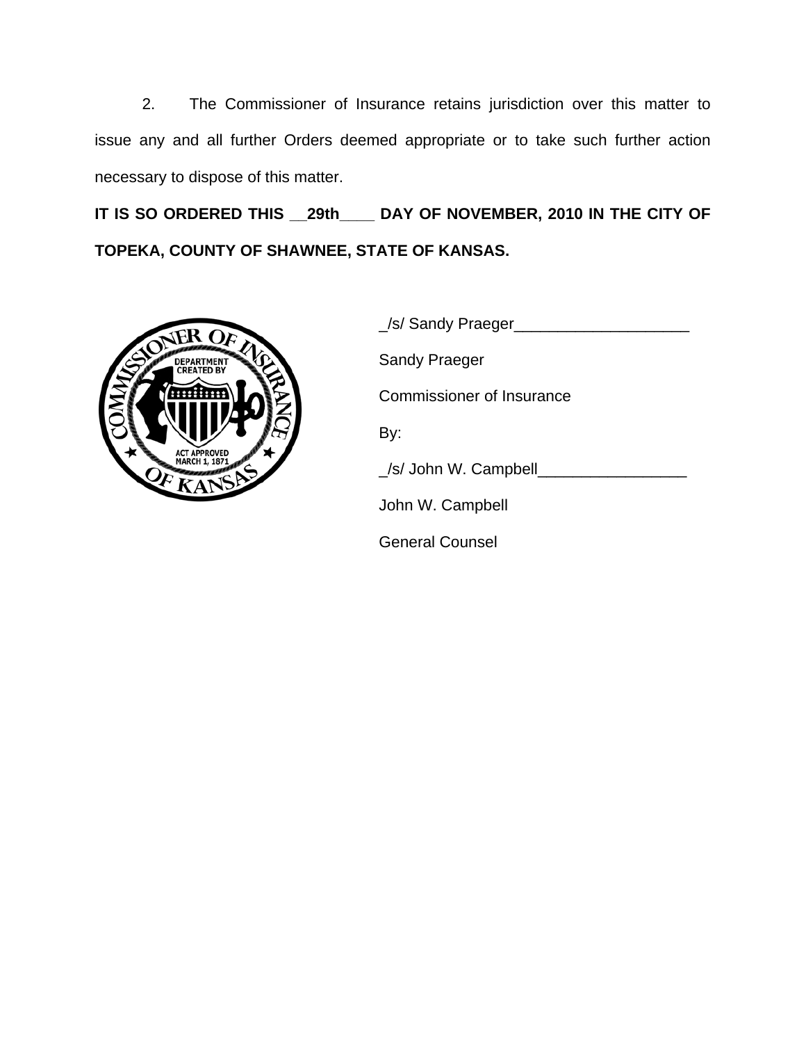2. The Commissioner of Insurance retains jurisdiction over this matter to issue any and all further Orders deemed appropriate or to take such further action necessary to dispose of this matter.

**IT IS SO ORDERED THIS __29th____ DAY OF NOVEMBER, 2010 IN THE CITY OF TOPEKA, COUNTY OF SHAWNEE, STATE OF KANSAS.**

_/s/ Sandy Praeger____________________

Sandy Praeger

Commissioner of Insurance

By:

_/s/ John W. Campbell_________________

John W. Campbell

General Counsel